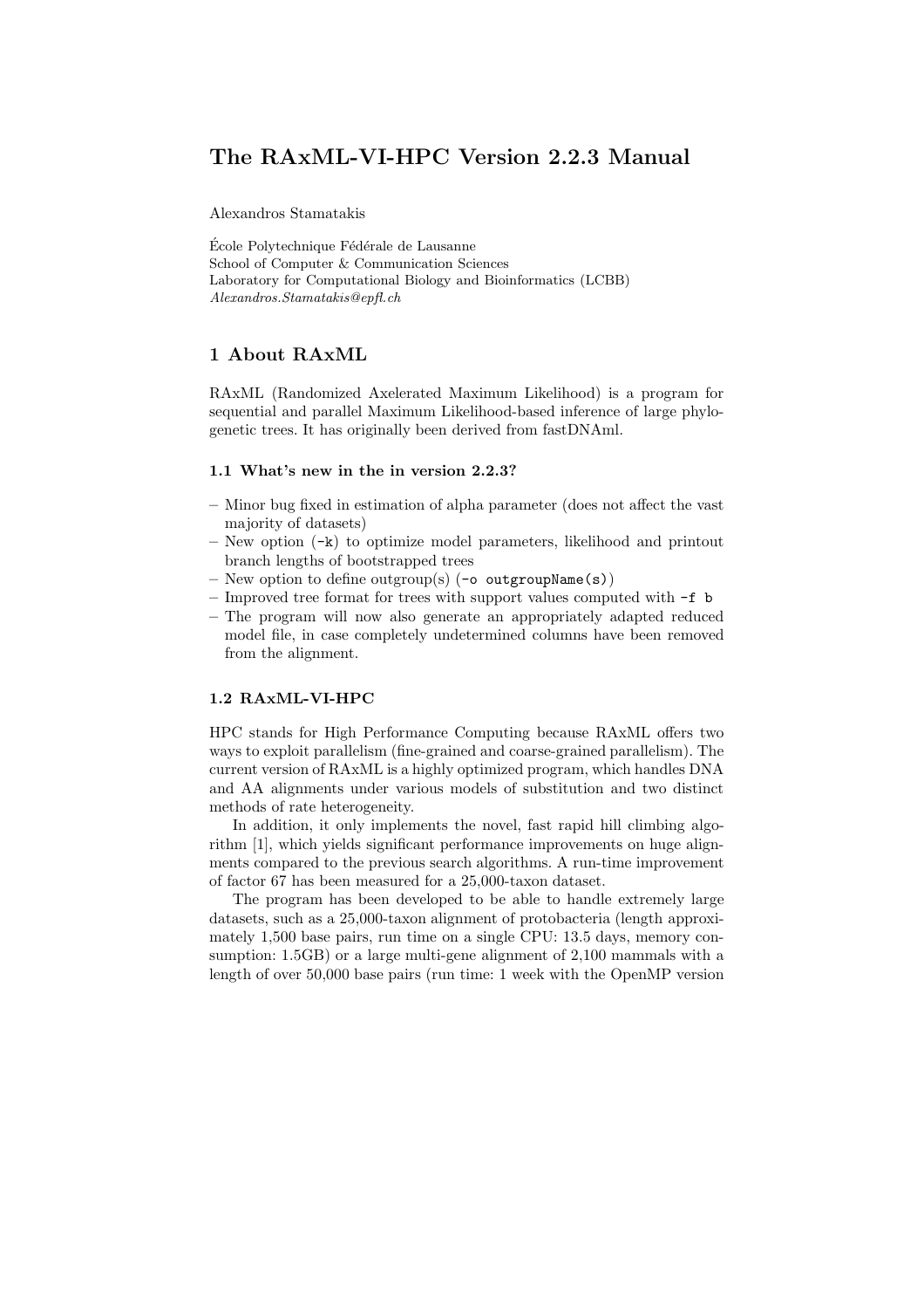# The RAxML-VI-HPC Version 2.2.3 Manual

Alexandros Stamatakis

École Polytechnique Fédérale de Lausanne
School of Computer & Communication Sciences
Laboratory for Computational Biology and Bioinformatics (LCBB)
*Alexandros.Stamatakis@epfl.ch*

## 1 About RAxML

RAxML (Randomized Axelerated Maximum Likelihood) is a program for sequential and parallel Maximum Likelihood-based inference of large phylogenetic trees. It has originally been derived from fastDNAml.

### 1.1 What's new in the in version 2.2.3?

- Minor bug fixed in estimation of alpha parameter (does not affect the vast majority of datasets)
- New option (`-k`) to optimize model parameters, likelihood and printout branch lengths of bootstrapped trees
- New option to define outgroup(s) (`-o outgroupName(s)`)
- Improved tree format for trees with support values computed with `-f b`
- The program will now also generate an appropriately adapted reduced model file, in case completely undetermined columns have been removed from the alignment.

### 1.2 RAxML-VI-HPC

HPC stands for High Performance Computing because RAxML offers two ways to exploit parallelism (fine-grained and coarse-grained parallelism). The current version of RAxML is a highly optimized program, which handles DNA and AA alignments under various models of substitution and two distinct methods of rate heterogeneity.

In addition, it only implements the novel, fast rapid hill climbing algorithm [1], which yields significant performance improvements on huge alignments compared to the previous search algorithms. A run-time improvement of factor 67 has been measured for a 25,000-taxon dataset.

The program has been developed to be able to handle extremely large datasets, such as a 25,000-taxon alignment of protobacteria (length approximately 1,500 base pairs, run time on a single CPU: 13.5 days, memory consumption: 1.5GB) or a large multi-gene alignment of 2,100 mammals with a length of over 50,000 base pairs (run time: 1 week with the OpenMP version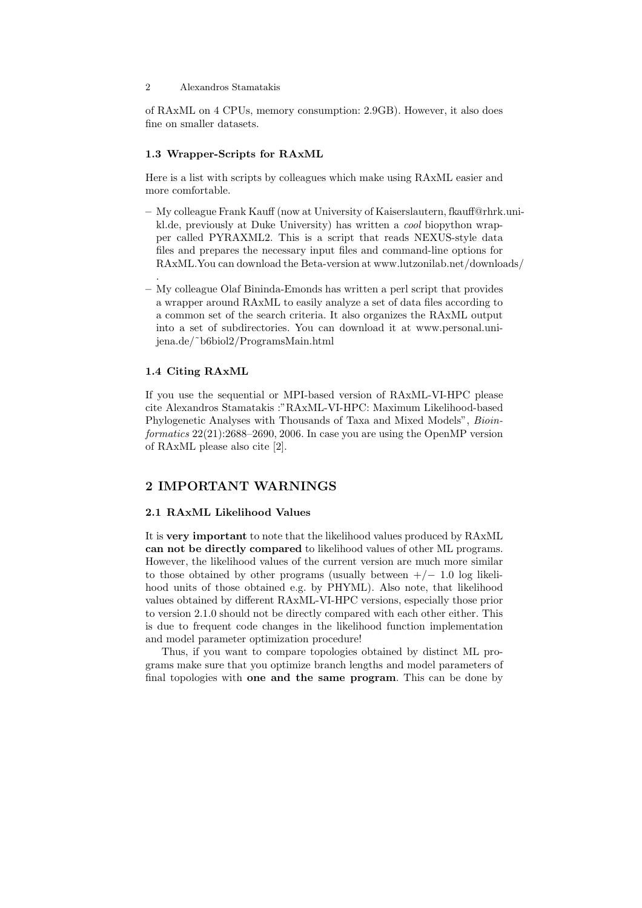of RAxML on 4 CPUs, memory consumption: 2.9GB). However, it also does fine on smaller datasets.

### 1.3 Wrapper-Scripts for RAxML

Here is a list with scripts by colleagues which make using RAxML easier and more comfortable.

- My colleague Frank Kauff (now at University of Kaiserslautern, fkauff@rhrk.uni-kl.de, previously at Duke University) has written a *cool* biopython wrapper called PYRAXML2. This is a script that reads NEXUS-style data files and prepares the necessary input files and command-line options for RAxML.You can download the Beta-version at www.lutzonilab.net/downloads/ .
- My colleague Olaf Bininda-Emonds has written a perl script that provides a wrapper around RAxML to easily analyze a set of data files according to a common set of the search criteria. It also organizes the RAxML output into a set of subdirectories. You can download it at www.personal.uni-jena.de/~b6biol2/ProgramsMain.html

### 1.4 Citing RAxML

If you use the sequential or MPI-based version of RAxML-VI-HPC please cite Alexandros Stamatakis :"RAxML-VI-HPC: Maximum Likelihood-based Phylogenetic Analyses with Thousands of Taxa and Mixed Models", *Bioinformatics* 22(21):2688–2690, 2006. In case you are using the OpenMP version of RAxML please also cite [2].

## 2 IMPORTANT WARNINGS

### 2.1 RAxML Likelihood Values

It is **very important** to note that the likelihood values produced by RAxML **can not be directly compared** to likelihood values of other ML programs. However, the likelihood values of the current version are much more similar to those obtained by other programs (usually between +/− 1.0 log likelihood units of those obtained e.g. by PHYML). Also note, that likelihood values obtained by different RAxML-VI-HPC versions, especially those prior to version 2.1.0 should not be directly compared with each other either. This is due to frequent code changes in the likelihood function implementation and model parameter optimization procedure!

Thus, if you want to compare topologies obtained by distinct ML programs make sure that you optimize branch lengths and model parameters of final topologies with **one and the same program**. This can be done by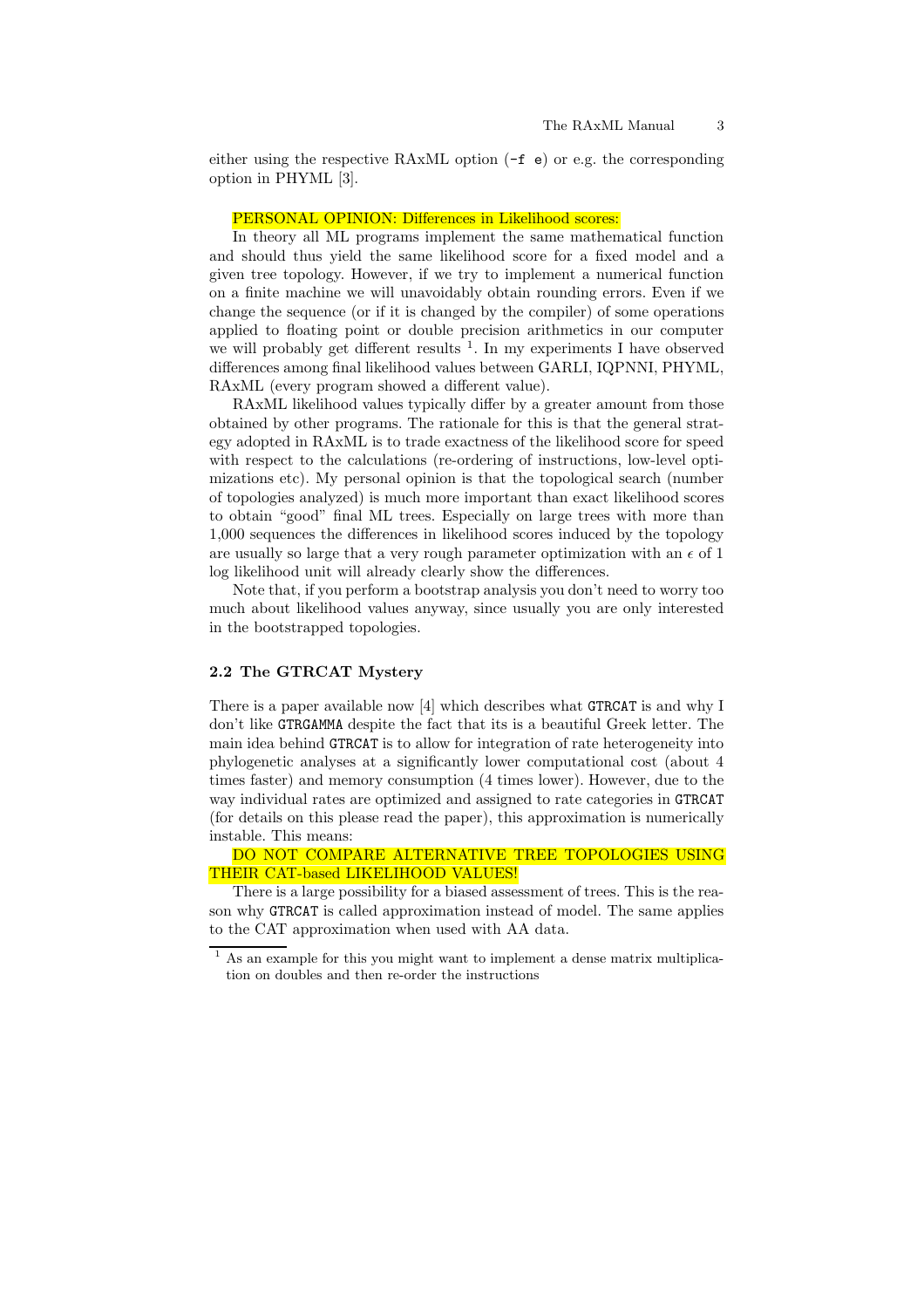either using the respective RAxML option (`-f e`) or e.g. the corresponding option in PHYML [3].

PERSONAL OPINION: Differences in Likelihood scores:

In theory all ML programs implement the same mathematical function and should thus yield the same likelihood score for a fixed model and a given tree topology. However, if we try to implement a numerical function on a finite machine we will unavoidably obtain rounding errors. Even if we change the sequence (or if it is changed by the compiler) of some operations applied to floating point or double precision arithmetics in our computer we will probably get different results [1]. In my experiments I have observed differences among final likelihood values between GARLI, IQPNNI, PHYML, RAxML (every program showed a different value).

RAxML likelihood values typically differ by a greater amount from those obtained by other programs. The rationale for this is that the general strategy adopted in RAxML is to trade exactness of the likelihood score for speed with respect to the calculations (re-ordering of instructions, low-level optimizations etc). My personal opinion is that the topological search (number of topologies analyzed) is much more important than exact likelihood scores to obtain "good" final ML trees. Especially on large trees with more than 1,000 sequences the differences in likelihood scores induced by the topology are usually so large that a very rough parameter optimization with an $\epsilon$ of 1 log likelihood unit will already clearly show the differences.

Note that, if you perform a bootstrap analysis you don't need to worry too much about likelihood values anyway, since usually you are only interested in the bootstrapped topologies.

### 2.2 The GTRCAT Mystery

There is a paper available now [4] which describes what `GTRCAT` is and why I don't like `GTRGAMMA` despite the fact that its is a beautiful Greek letter. The main idea behind `GTRCAT` is to allow for integration of rate heterogeneity into phylogenetic analyses at a significantly lower computational cost (about 4 times faster) and memory consumption (4 times lower). However, due to the way individual rates are optimized and assigned to rate categories in `GTRCAT` (for details on this please read the paper), this approximation is numerically instable. This means:

DO NOT COMPARE ALTERNATIVE TREE TOPOLOGIES USING THEIR CAT-based LIKELIHOOD VALUES!

There is a large possibility for a biased assessment of trees. This is the reason why `GTRCAT` is called approximation instead of model. The same applies to the CAT approximation when used with AA data.

[1] As an example for this you might want to implement a dense matrix multiplication on doubles and then re-order the instructions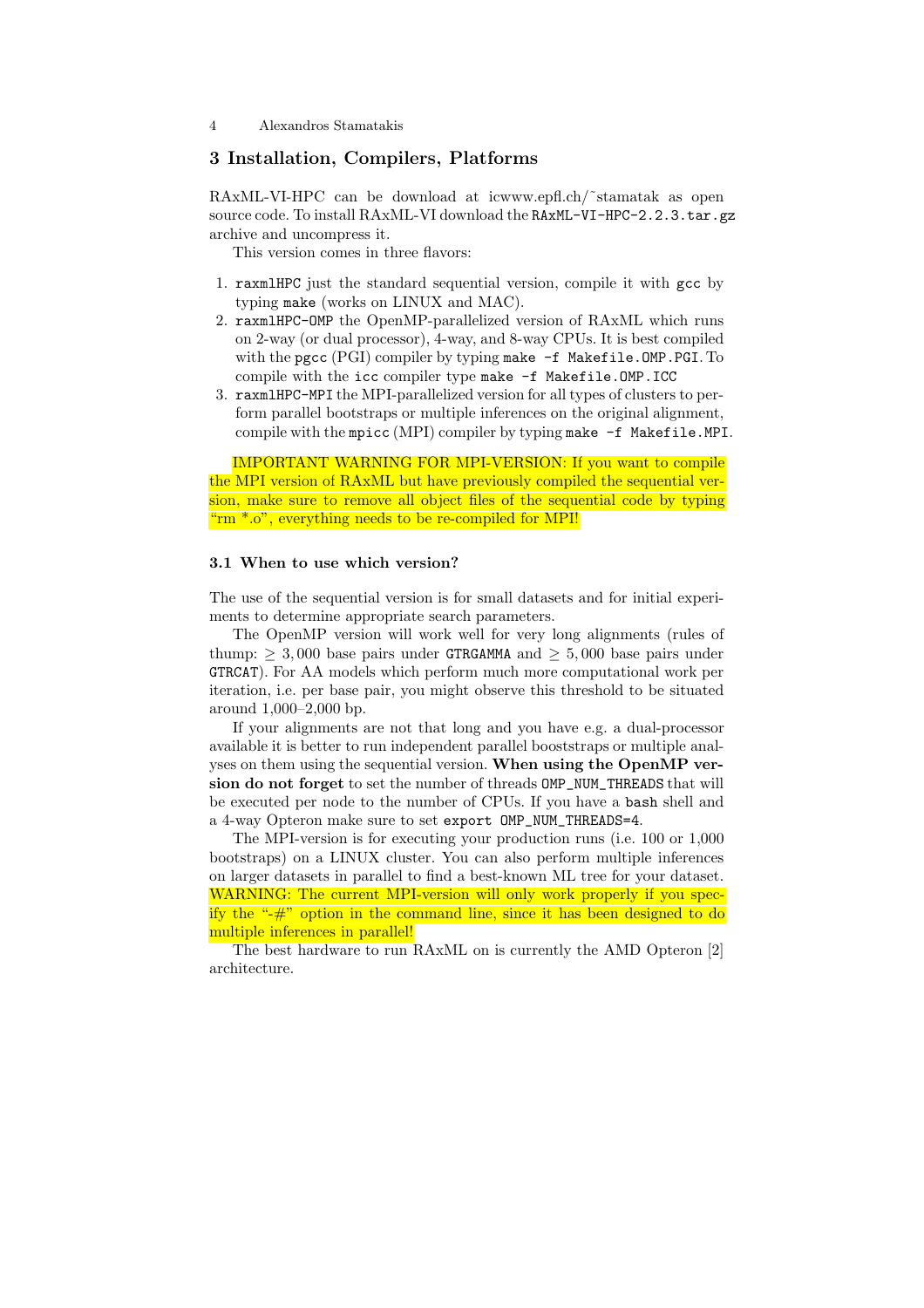## 3 Installation, Compilers, Platforms

RAxML-VI-HPC can be download at icwww.epfl.ch/˜stamatak as open source code. To install RAxML-VI download the `RAxML-VI-HPC-2.2.3.tar.gz` archive and uncompress it.

This version comes in three flavors:

1. `raxmlHPC` just the standard sequential version, compile it with `gcc` by typing `make` (works on LINUX and MAC).
2. `raxmlHPC-OMP` the OpenMP-parallelized version of RAxML which runs on 2-way (or dual processor), 4-way, and 8-way CPUs. It is best compiled with the `pgcc` (PGI) compiler by typing `make -f Makefile.OMP.PGI`. To compile with the `icc` compiler type `make -f Makefile.OMP.ICC`
3. `raxmlHPC-MPI` the MPI-parallelized version for all types of clusters to perform parallel bootstraps or multiple inferences on the original alignment, compile with the `mpicc` (MPI) compiler by typing `make -f Makefile.MPI`.

IMPORTANT WARNING FOR MPI-VERSION: If you want to compile the MPI version of RAxML but have previously compiled the sequential version, make sure to remove all object files of the sequential code by typing "rm *.o", everything needs to be re-compiled for MPI!

### 3.1 When to use which version?

The use of the sequential version is for small datasets and for initial experiments to determine appropriate search parameters.

The OpenMP version will work well for very long alignments (rules of thump: $\geq 3,000$ base pairs under `GTRGAMMA` and $\geq 5,000$ base pairs under `GTRCAT`). For AA models which perform much more computational work per iteration, i.e. per base pair, you might observe this threshold to be situated around 1,000–2,000 bp.

If your alignments are not that long and you have e.g. a dual-processor available it is better to run independent parallel booststraps or multiple analyses on them using the sequential version. **When using the OpenMP version do not forget** to set the number of threads `OMP_NUM_THREADS` that will be executed per node to the number of CPUs. If you have a `bash` shell and a 4-way Opteron make sure to set `export OMP_NUM_THREADS=4`.

The MPI-version is for executing your production runs (i.e. 100 or 1,000 bootstraps) on a LINUX cluster. You can also perform multiple inferences on larger datasets in parallel to find a best-known ML tree for your dataset. WARNING: The current MPI-version will only work properly if you specify the "-#" option in the command line, since it has been designed to do multiple inferences in parallel!

The best hardware to run RAxML on is currently the AMD Opteron [2] architecture.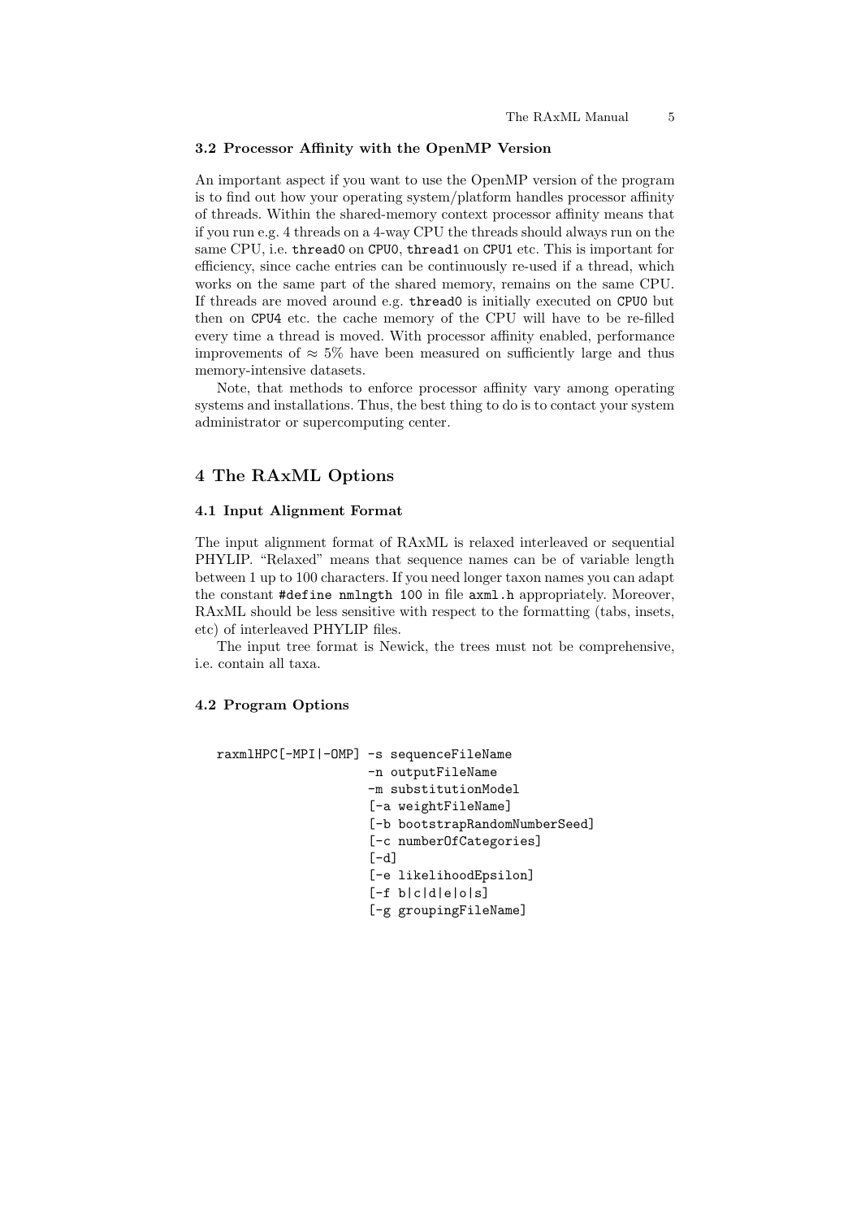### 3.2 Processor Affinity with the OpenMP Version

An important aspect if you want to use the OpenMP version of the program is to find out how your operating system/platform handles processor affinity of threads. Within the shared-memory context processor affinity means that if you run e.g. 4 threads on a 4-way CPU the threads should always run on the same CPU, i.e. `thread0` on `CPU0`, `thread1` on `CPU1` etc. This is important for efficiency, since cache entries can be continuously re-used if a thread, which works on the same part of the shared memory, remains on the same CPU. If threads are moved around e.g. `thread0` is initially executed on `CPU0` but then on `CPU4` etc. the cache memory of the CPU will have to be re-filled every time a thread is moved. With processor affinity enabled, performance improvements of $\approx 5\%$ have been measured on sufficiently large and thus memory-intensive datasets.

Note, that methods to enforce processor affinity vary among operating systems and installations. Thus, the best thing to do is to contact your system administrator or supercomputing center.

## 4 The RAxML Options

### 4.1 Input Alignment Format

The input alignment format of RAxML is relaxed interleaved or sequential PHYLIP. "Relaxed" means that sequence names can be of variable length between 1 up to 100 characters. If you need longer taxon names you can adapt the constant `#define nmlngth 100` in file `axml.h` appropriately. Moreover, RAxML should be less sensitive with respect to the formatting (tabs, insets, etc) of interleaved PHYLIP files.

The input tree format is Newick, the trees must not be comprehensive, i.e. contain all taxa.

### 4.2 Program Options

```
raxmlHPC[-MPI|-OMP] -s sequenceFileName
                    -n outputFileName
                    -m substitutionModel
                    [-a weightFileName]
                    [-b bootstrapRandomNumberSeed]
                    [-c numberOfCategories]
                    [-d]
                    [-e likelihoodEpsilon]
                    [-f b|c|d|e|o|s]
                    [-g groupingFileName]
```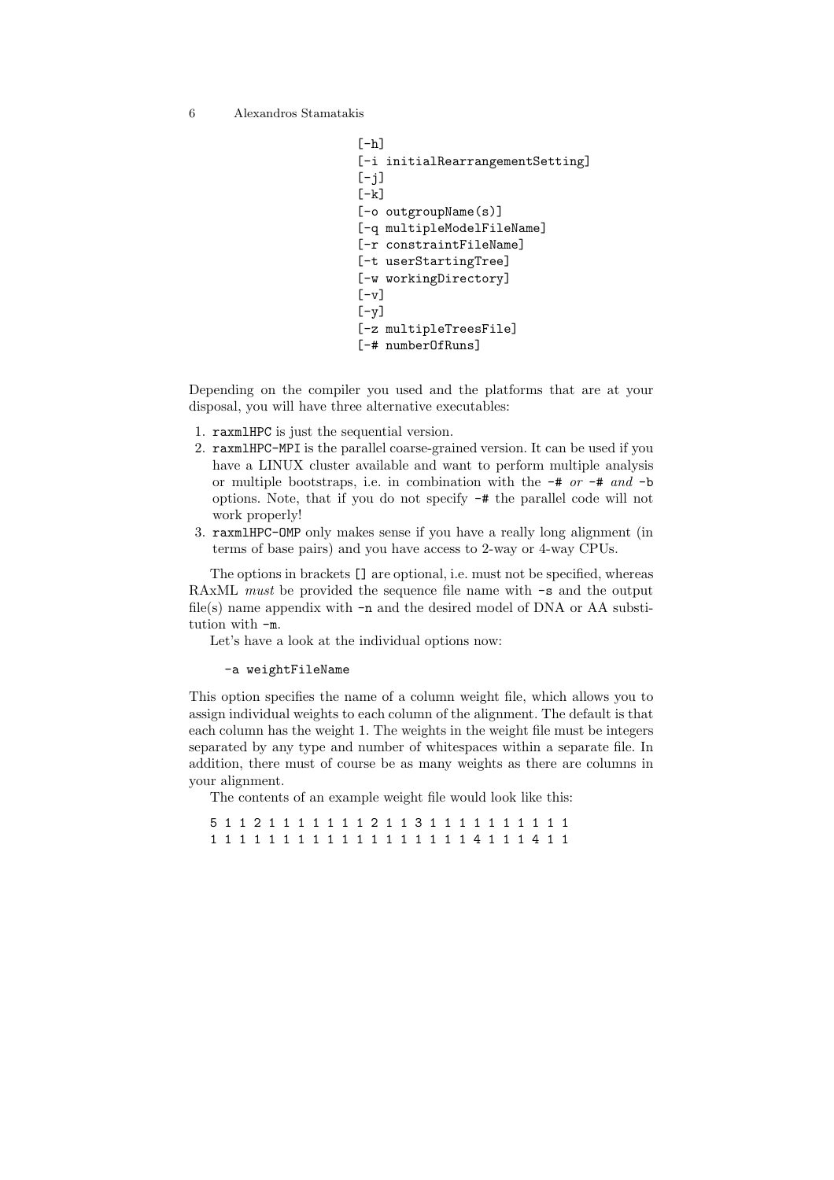```
[-h]
[-i initialRearrangementSetting]
[-j]
[-k]
[-o outgroupName(s)]
[-q multipleModelFileName]
[-r constraintFileName]
[-t userStartingTree]
[-w workingDirectory]
[-v]
[-y]
[-z multipleTreesFile]
[-# numberOfRuns]
```

Depending on the compiler you used and the platforms that are at your disposal, you will have three alternative executables:

1. `raxmlHPC` is just the sequential version.
2. `raxmlHPC-MPI` is the parallel coarse-grained version. It can be used if you have a LINUX cluster available and want to perform multiple analysis or multiple bootstraps, i.e. in combination with the `-#` *or* `-#` *and* `-b` options. Note, that if you do not specify `-#` the parallel code will not work properly!
3. `raxmlHPC-OMP` only makes sense if you have a really long alignment (in terms of base pairs) and you have access to 2-way or 4-way CPUs.

The options in brackets `[]` are optional, i.e. must not be specified, whereas RAxML *must* be provided the sequence file name with `-s` and the output file(s) name appendix with `-n` and the desired model of DNA or AA substitution with `-m`.

Let's have a look at the individual options now:

```
-a weightFileName
```

This option specifies the name of a column weight file, which allows you to assign individual weights to each column of the alignment. The default is that each column has the weight 1. The weights in the weight file must be integers separated by any type and number of whitespaces within a separate file. In addition, there must of course be as many weights as there are columns in your alignment.

The contents of an example weight file would look like this:

```
5 1 1 2 1 1 1 1 1 1 1 2 1 1 3 1 1 1 1 1 1 1 1 1 1
1 1 1 1 1 1 1 1 1 1 1 1 1 1 1 1 1 1 4 1 1 1 4 1 1
```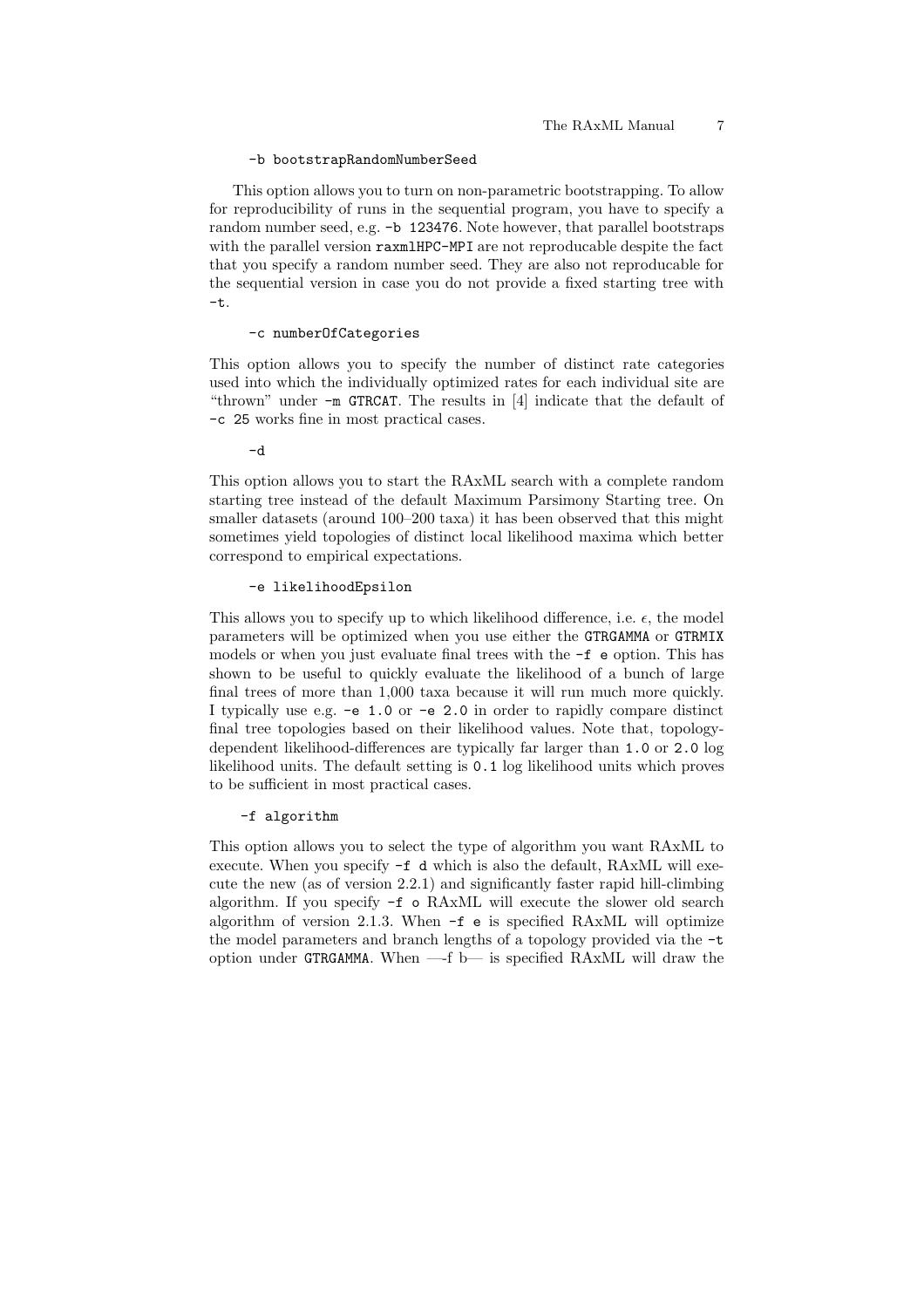```
-b bootstrapRandomNumberSeed
```

This option allows you to turn on non-parametric bootstrapping. To allow for reproducibility of runs in the sequential program, you have to specify a random number seed, e.g. `-b 123476`. Note however, that parallel bootstraps with the parallel version `raxmlHPC-MPI` are not reproducable despite the fact that you specify a random number seed. They are also not reproducable for the sequential version in case you do not provide a fixed starting tree with `-t`.

```
-c numberOfCategories
```

This option allows you to specify the number of distinct rate categories used into which the individually optimized rates for each individual site are "thrown" under `-m GTRCAT`. The results in [4] indicate that the default of `-c 25` works fine in most practical cases.

```
-d
```

This option allows you to start the RAxML search with a complete random starting tree instead of the default Maximum Parsimony Starting tree. On smaller datasets (around 100–200 taxa) it has been observed that this might sometimes yield topologies of distinct local likelihood maxima which better correspond to empirical expectations.

```
-e likelihoodEpsilon
```

This allows you to specify up to which likelihood difference, i.e. $\epsilon$, the model parameters will be optimized when you use either the `GTRGAMMA` or `GTRMIX` models or when you just evaluate final trees with the `-f e` option. This has shown to be useful to quickly evaluate the likelihood of a bunch of large final trees of more than 1,000 taxa because it will run much more quickly. I typically use e.g. `-e 1.0` or `-e 2.0` in order to rapidly compare distinct final tree topologies based on their likelihood values. Note that, topology-dependent likelihood-differences are typically far larger than `1.0` or `2.0` log likelihood units. The default setting is `0.1` log likelihood units which proves to be sufficient in most practical cases.

```
-f algorithm
```

This option allows you to select the type of algorithm you want RAxML to execute. When you specify `-f d` which is also the default, RAxML will execute the new (as of version 2.2.1) and significantly faster rapid hill-climbing algorithm. If you specify `-f o` RAxML will execute the slower old search algorithm of version 2.1.3. When `-f e` is specified RAxML will optimize the model parameters and branch lengths of a topology provided via the `-t` option under `GTRGAMMA`. When —-f b— is specified RAxML will draw the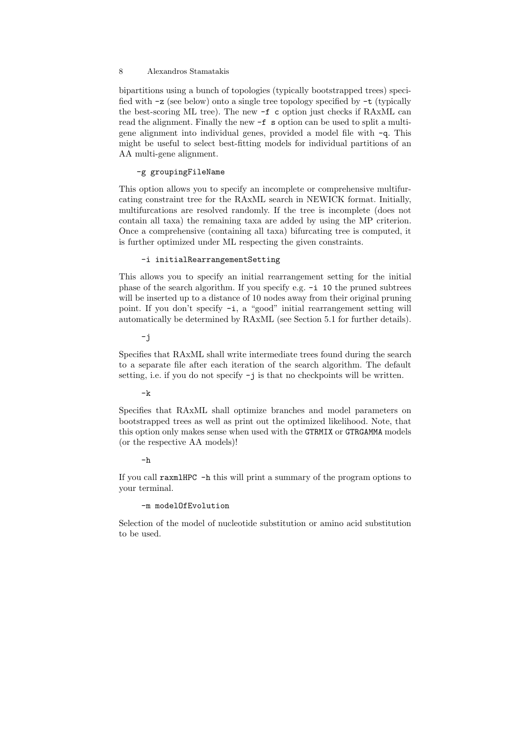bipartitions using a bunch of topologies (typically bootstrapped trees) specified with `-z` (see below) onto a single tree topology specified by `-t` (typically the best-scoring ML tree). The new `-f c` option just checks if RAxML can read the alignment. Finally the new `-f s` option can be used to split a multi-gene alignment into individual genes, provided a model file with `-q`. This might be useful to select best-fitting models for individual partitions of an AA multi-gene alignment.

```
-g groupingFileName
```

This option allows you to specify an incomplete or comprehensive multifurcating constraint tree for the RAxML search in NEWICK format. Initially, multifurcations are resolved randomly. If the tree is incomplete (does not contain all taxa) the remaining taxa are added by using the MP criterion. Once a comprehensive (containing all taxa) bifurcating tree is computed, it is further optimized under ML respecting the given constraints.

```
-i initialRearrangementSetting
```

This allows you to specify an initial rearrangement setting for the initial phase of the search algorithm. If you specify e.g. `-i 10` the pruned subtrees will be inserted up to a distance of 10 nodes away from their original pruning point. If you don't specify `-i`, a "good" initial rearrangement setting will automatically be determined by RAxML (see Section 5.1 for further details).

```
-j
```

Specifies that RAxML shall write intermediate trees found during the search to a separate file after each iteration of the search algorithm. The default setting, i.e. if you do not specify `-j` is that no checkpoints will be written.

```
-k
```

Specifies that RAxML shall optimize branches and model parameters on bootstrapped trees as well as print out the optimized likelihood. Note, that this option only makes sense when used with the `GTRMIX` or `GTRGAMMA` models (or the respective AA models)!

```
-h
```

If you call `raxmlHPC -h` this will print a summary of the program options to your terminal.

```
-m modelOfEvolution
```

Selection of the model of nucleotide substitution or amino acid substitution to be used.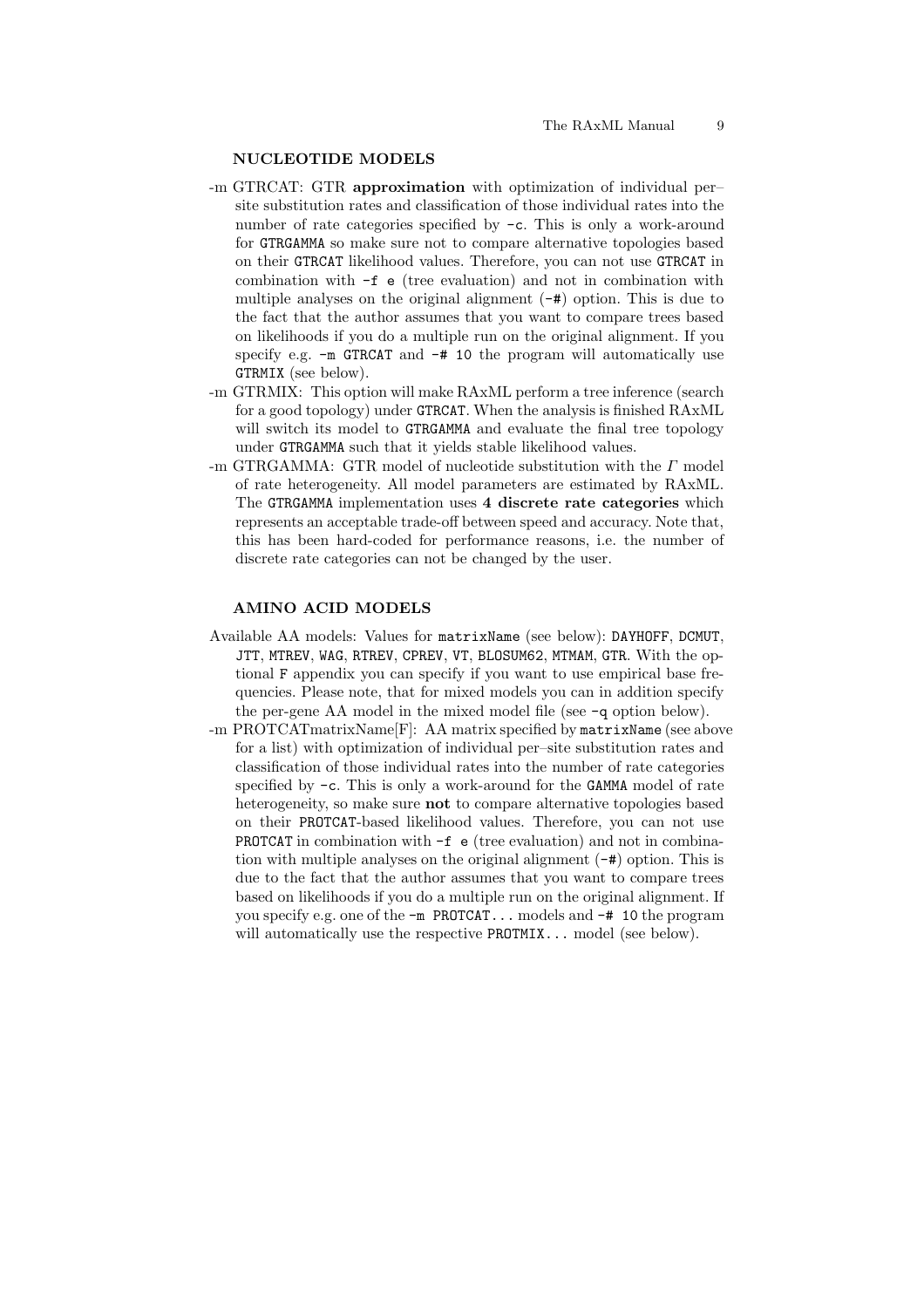### NUCLEOTIDE MODELS

-m GTRCAT: GTR **approximation** with optimization of individual per–site substitution rates and classification of those individual rates into the number of rate categories specified by `-c`. This is only a work-around for `GTRGAMMA` so make sure not to compare alternative topologies based on their `GTRCAT` likelihood values. Therefore, you can not use `GTRCAT` in combination with `-f e` (tree evaluation) and not in combination with multiple analyses on the original alignment (`-#`) option. This is due to the fact that the author assumes that you want to compare trees based on likelihoods if you do a multiple run on the original alignment. If you specify e.g. `-m GTRCAT` and `-# 10` the program will automatically use `GTRMIX` (see below).

-m GTRMIX: This option will make RAxML perform a tree inference (search for a good topology) under `GTRCAT`. When the analysis is finished RAxML will switch its model to `GTRGAMMA` and evaluate the final tree topology under `GTRGAMMA` such that it yields stable likelihood values.

-m GTRGAMMA: GTR model of nucleotide substitution with the $\Gamma$ model of rate heterogeneity. All model parameters are estimated by RAxML. The `GTRGAMMA` implementation uses **4 discrete rate categories** which represents an acceptable trade-off between speed and accuracy. Note that, this has been hard-coded for performance reasons, i.e. the number of discrete rate categories can not be changed by the user.

### AMINO ACID MODELS

Available AA models: Values for `matrixName` (see below): `DAYHOFF`, `DCMUT`, `JTT`, `MTREV`, `WAG`, `RTREV`, `CPREV`, `VT`, `BLOSUM62`, `MTMAM`, `GTR`. With the optional `F` appendix you can specify if you want to use empirical base frequencies. Please note, that for mixed models you can in addition specify the per-gene AA model in the mixed model file (see `-q` option below).

-m PROTCATmatrixName[F]: AA matrix specified by `matrixName` (see above for a list) with optimization of individual per–site substitution rates and classification of those individual rates into the number of rate categories specified by `-c`. This is only a work-around for the `GAMMA` model of rate heterogeneity, so make sure **not** to compare alternative topologies based on their `PROTCAT`-based likelihood values. Therefore, you can not use `PROTCAT` in combination with `-f e` (tree evaluation) and not in combination with multiple analyses on the original alignment (`-#`) option. This is due to the fact that the author assumes that you want to compare trees based on likelihoods if you do a multiple run on the original alignment. If you specify e.g. one of the `-m PROTCAT...` models and `-# 10` the program will automatically use the respective `PROTMIX...` model (see below).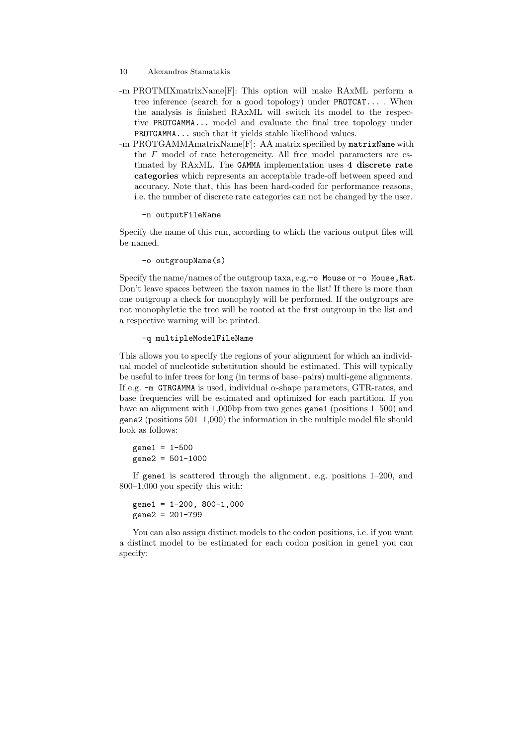-m PROTMIXmatrixName[F]: This option will make RAxML perform a tree inference (search for a good topology) under `PROTCAT...` . When the analysis is finished RAxML will switch its model to the respective `PROTGAMMA...` model and evaluate the final tree topology under `PROTGAMMA...` such that it yields stable likelihood values.

-m PROTGAMMAmatrixName[F]: AA matrix specified by `matrixName` with the $\Gamma$ model of rate heterogeneity. All free model parameters are estimated by RAxML. The `GAMMA` implementation uses **4 discrete rate categories** which represents an acceptable trade-off between speed and accuracy. Note that, this has been hard-coded for performance reasons, i.e. the number of discrete rate categories can not be changed by the user.

```
-n outputFileName
```

Specify the name of this run, according to which the various output files will be named.

```
-o outgroupName(s)
```

Specify the name/names of the outgroup taxa, e.g.`-o Mouse` or `-o Mouse,Rat`. Don't leave spaces between the taxon names in the list! If there is more than one outgroup a check for monophyly will be performed. If the outgroups are not monophyletic the tree will be rooted at the first outgroup in the list and a respective warning will be printed.

```
-q multipleModelFileName
```

This allows you to specify the regions of your alignment for which an individual model of nucleotide substitution should be estimated. This will typically be useful to infer trees for long (in terms of base–pairs) multi-gene alignments. If e.g. `-m GTRGAMMA` is used, individual $\alpha$-shape parameters, GTR-rates, and base frequencies will be estimated and optimized for each partition. If you have an alignment with 1,000bp from two genes `gene1` (positions 1–500) and `gene2` (positions 501–1,000) the information in the multiple model file should look as follows:

```
gene1 = 1-500
gene2 = 501-1000
```

If `gene1` is scattered through the alignment, e.g. positions 1–200, and 800–1,000 you specify this with:

```
gene1 = 1-200, 800-1,000
gene2 = 201-799
```

You can also assign distinct models to the codon positions, i.e. if you want a distinct model to be estimated for each codon position in gene1 you can specify: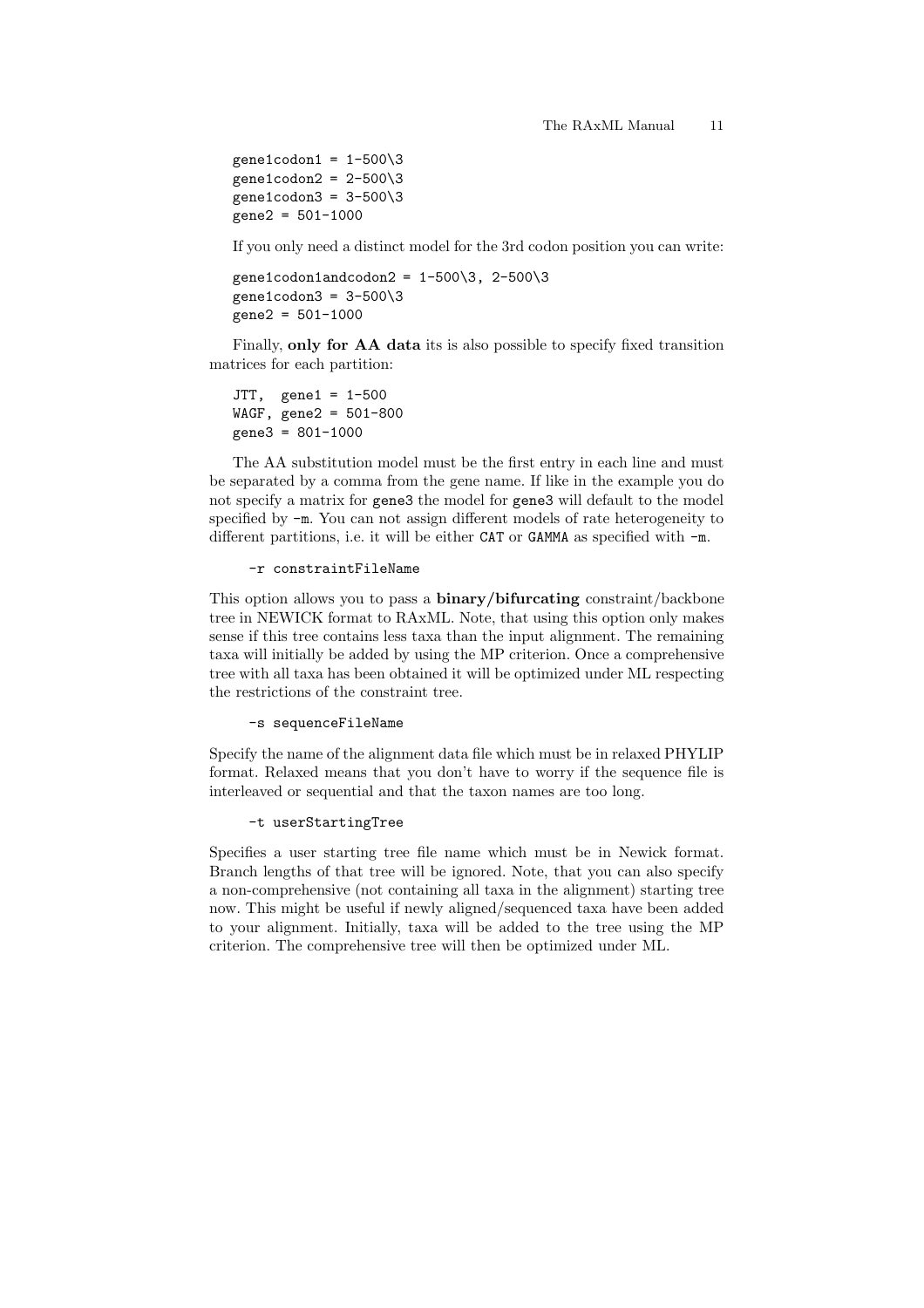```
gene1codon1 = 1-500\3
gene1codon2 = 2-500\3
gene1codon3 = 3-500\3
gene2 = 501-1000
```

If you only need a distinct model for the 3rd codon position you can write:

```
gene1codon1andcodon2 = 1-500\3, 2-500\3
gene1codon3 = 3-500\3
gene2 = 501-1000
```

Finally, **only for AA data** its is also possible to specify fixed transition matrices for each partition:

```
JTT,  gene1 = 1-500
WAGF, gene2 = 501-800
gene3 = 801-1000
```

The AA substitution model must be the first entry in each line and must be separated by a comma from the gene name. If like in the example you do not specify a matrix for `gene3` the model for `gene3` will default to the model specified by `-m`. You can not assign different models of rate heterogeneity to different partitions, i.e. it will be either `CAT` or `GAMMA` as specified with `-m`.

```
-r constraintFileName
```

This option allows you to pass a **binary/bifurcating** constraint/backbone tree in NEWICK format to RAxML. Note, that using this option only makes sense if this tree contains less taxa than the input alignment. The remaining taxa will initially be added by using the MP criterion. Once a comprehensive tree with all taxa has been obtained it will be optimized under ML respecting the restrictions of the constraint tree.

```
-s sequenceFileName
```

Specify the name of the alignment data file which must be in relaxed PHYLIP format. Relaxed means that you don't have to worry if the sequence file is interleaved or sequential and that the taxon names are too long.

```
-t userStartingTree
```

Specifies a user starting tree file name which must be in Newick format. Branch lengths of that tree will be ignored. Note, that you can also specify a non-comprehensive (not containing all taxa in the alignment) starting tree now. This might be useful if newly aligned/sequenced taxa have been added to your alignment. Initially, taxa will be added to the tree using the MP criterion. The comprehensive tree will then be optimized under ML.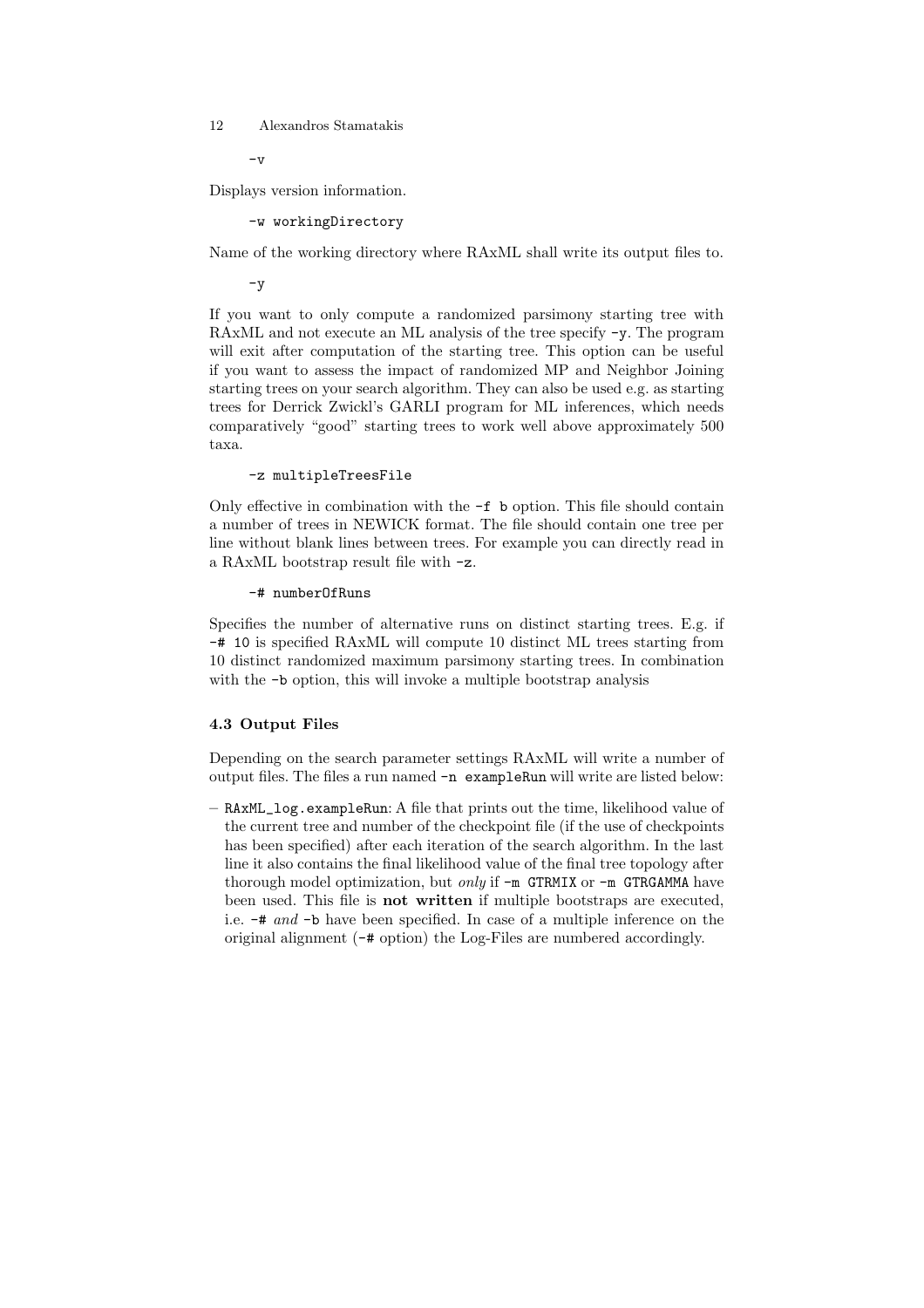```
-v
```

Displays version information.

```
-w workingDirectory
```

Name of the working directory where RAxML shall write its output files to.

```
-y
```

If you want to only compute a randomized parsimony starting tree with RAxML and not execute an ML analysis of the tree specify `-y`. The program will exit after computation of the starting tree. This option can be useful if you want to assess the impact of randomized MP and Neighbor Joining starting trees on your search algorithm. They can also be used e.g. as starting trees for Derrick Zwickl's GARLI program for ML inferences, which needs comparatively "good" starting trees to work well above approximately 500 taxa.

```
-z multipleTreesFile
```

Only effective in combination with the `-f b` option. This file should contain a number of trees in NEWICK format. The file should contain one tree per line without blank lines between trees. For example you can directly read in a RAxML bootstrap result file with `-z`.

```
-# numberOfRuns
```

Specifies the number of alternative runs on distinct starting trees. E.g. if `-# 10` is specified RAxML will compute 10 distinct ML trees starting from 10 distinct randomized maximum parsimony starting trees. In combination with the `-b` option, this will invoke a multiple bootstrap analysis

### 4.3 Output Files

Depending on the search parameter settings RAxML will write a number of output files. The files a run named `-n exampleRun` will write are listed below:

– `RAxML_log.exampleRun`: A file that prints out the time, likelihood value of the current tree and number of the checkpoint file (if the use of checkpoints has been specified) after each iteration of the search algorithm. In the last line it also contains the final likelihood value of the final tree topology after thorough model optimization, but *only* if `-m GTRMIX` or `-m GTRGAMMA` have been used. This file is **not written** if multiple bootstraps are executed, i.e. `-#` *and* `-b` have been specified. In case of a multiple inference on the original alignment (`-#` option) the Log-Files are numbered accordingly.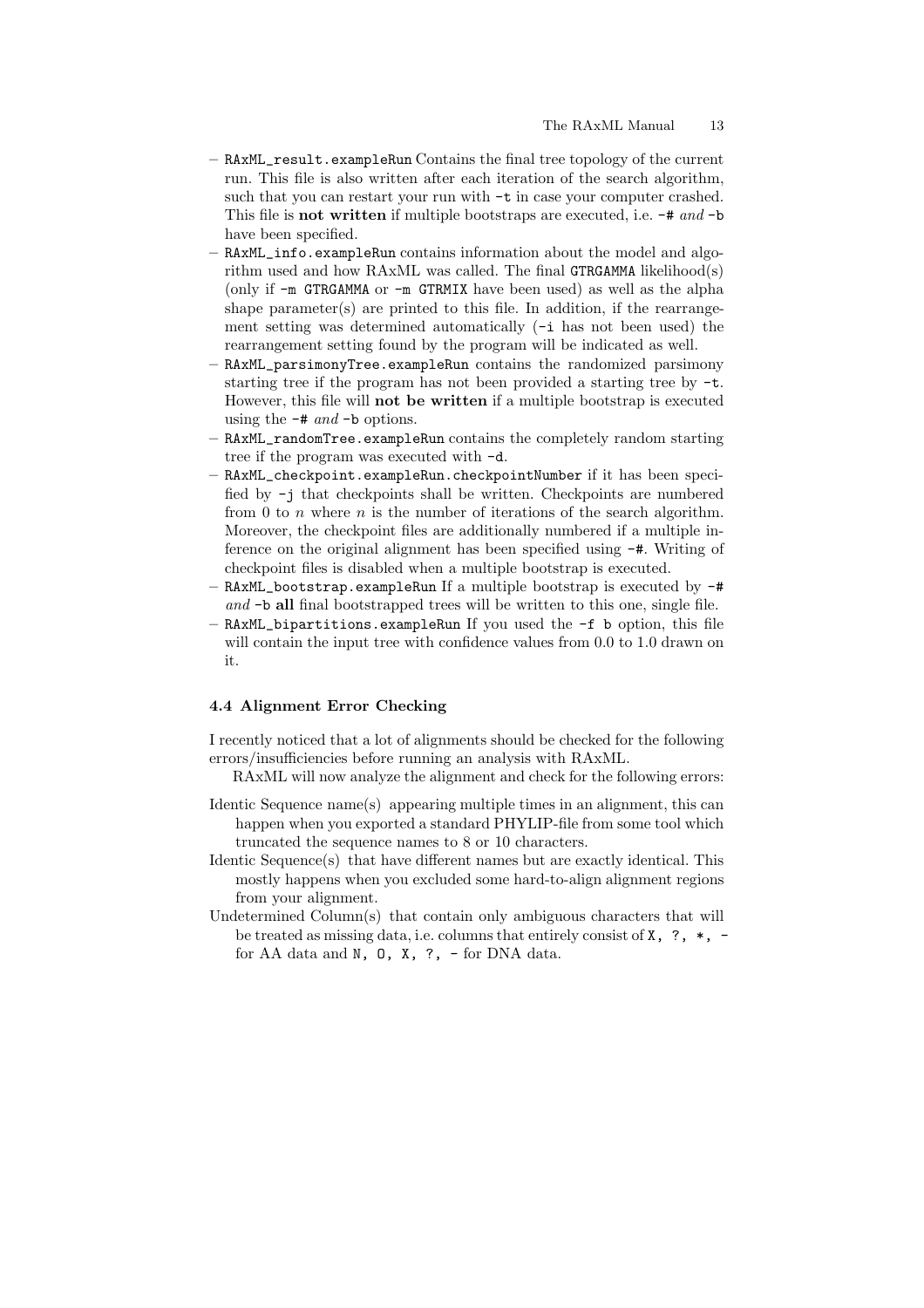- `RAxML_result.exampleRun` Contains the final tree topology of the current run. This file is also written after each iteration of the search algorithm, such that you can restart your run with `-t` in case your computer crashed. This file is **not written** if multiple bootstraps are executed, i.e. `-#` *and* `-b` have been specified.
- `RAxML_info.exampleRun` contains information about the model and algorithm used and how RAxML was called. The final `GTRGAMMA` likelihood(s) (only if `-m GTRGAMMA` or `-m GTRMIX` have been used) as well as the alpha shape parameter(s) are printed to this file. In addition, if the rearrangement setting was determined automatically (`-i` has not been used) the rearrangement setting found by the program will be indicated as well.
- `RAxML_parsimonyTree.exampleRun` contains the randomized parsimony starting tree if the program has not been provided a starting tree by `-t`. However, this file will **not be written** if a multiple bootstrap is executed using the `-#` *and* `-b` options.
- `RAxML_randomTree.exampleRun` contains the completely random starting tree if the program was executed with `-d`.
- `RAxML_checkpoint.exampleRun.checkpointNumber` if it has been specified by `-j` that checkpoints shall be written. Checkpoints are numbered from 0 to $n$ where $n$ is the number of iterations of the search algorithm. Moreover, the checkpoint files are additionally numbered if a multiple inference on the original alignment has been specified using `-#`. Writing of checkpoint files is disabled when a multiple bootstrap is executed.
- `RAxML_bootstrap.exampleRun` If a multiple bootstrap is executed by `-#` *and* `-b` **all** final bootstrapped trees will be written to this one, single file.
- `RAxML_bipartitions.exampleRun` If you used the `-f b` option, this file will contain the input tree with confidence values from 0.0 to 1.0 drawn on it.

### 4.4 Alignment Error Checking

I recently noticed that a lot of alignments should be checked for the following errors/insufficiencies before running an analysis with RAxML.

RAxML will now analyze the alignment and check for the following errors:

Identic Sequence name(s) appearing multiple times in an alignment, this can happen when you exported a standard PHYLIP-file from some tool which truncated the sequence names to 8 or 10 characters.

Identic Sequence(s) that have different names but are exactly identical. This mostly happens when you excluded some hard-to-align alignment regions from your alignment.

Undetermined Column(s) that contain only ambiguous characters that will be treated as missing data, i.e. columns that entirely consist of `X, ?, *, -` for AA data and `N, O, X, ?, -` for DNA data.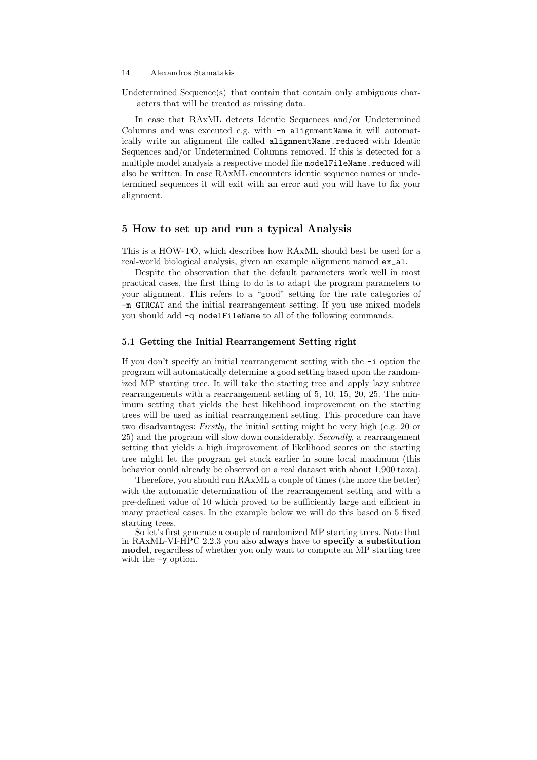Undetermined Sequence(s) that contain that contain only ambiguous characters that will be treated as missing data.

In case that RAxML detects Identic Sequences and/or Undetermined Columns and was executed e.g. with `-n alignmentName` it will automatically write an alignment file called `alignmentName.reduced` with Identic Sequences and/or Undetermined Columns removed. If this is detected for a multiple model analysis a respective model file `modelFileName.reduced` will also be written. In case RAxML encounters identic sequence names or undetermined sequences it will exit with an error and you will have to fix your alignment.

## 5 How to set up and run a typical Analysis

This is a HOW-TO, which describes how RAxML should best be used for a real-world biological analysis, given an example alignment named `ex_al`.

Despite the observation that the default parameters work well in most practical cases, the first thing to do is to adapt the program parameters to your alignment. This refers to a "good" setting for the rate categories of `-m GTRCAT` and the initial rearrangement setting. If you use mixed models you should add `-q modelFileName` to all of the following commands.

### 5.1 Getting the Initial Rearrangement Setting right

If you don't specify an initial rearrangement setting with the `-i` option the program will automatically determine a good setting based upon the randomized MP starting tree. It will take the starting tree and apply lazy subtree rearrangements with a rearrangement setting of 5, 10, 15, 20, 25. The minimum setting that yields the best likelihood improvement on the starting trees will be used as initial rearrangement setting. This procedure can have two disadvantages: *Firstly*, the initial setting might be very high (e.g. 20 or 25) and the program will slow down considerably. *Secondly*, a rearrangement setting that yields a high improvement of likelihood scores on the starting tree might let the program get stuck earlier in some local maximum (this behavior could already be observed on a real dataset with about 1,900 taxa).

Therefore, you should run RAxML a couple of times (the more the better) with the automatic determination of the rearrangement setting and with a pre-defined value of 10 which proved to be sufficiently large and efficient in many practical cases. In the example below we will do this based on 5 fixed starting trees.

So let's first generate a couple of randomized MP starting trees. Note that in RAxML-VI-HPC 2.2.3 you also **always** have to **specify a substitution model**, regardless of whether you only want to compute an MP starting tree with the `-y` option.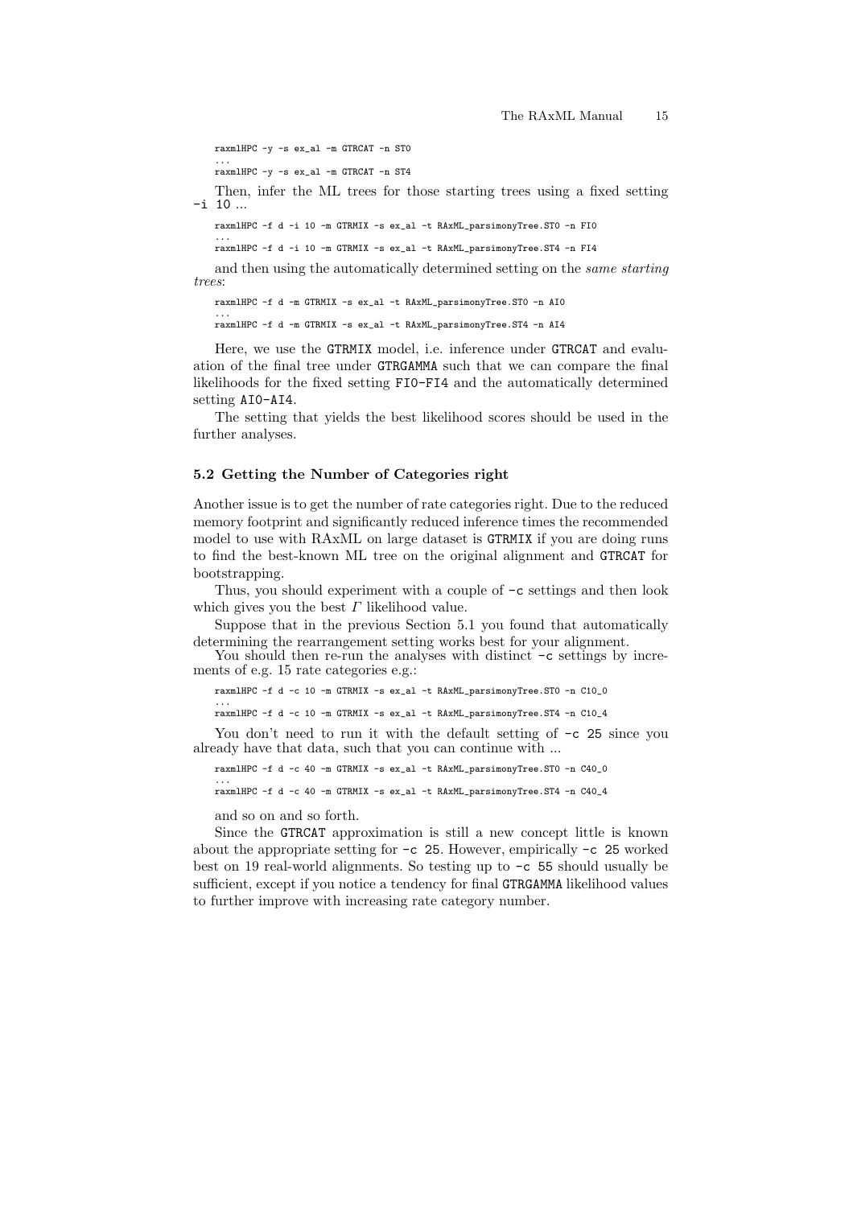```
raxmlHPC -y -s ex_al -m GTRCAT -n ST0
...
raxmlHPC -y -s ex_al -m GTRCAT -n ST4
```

Then, infer the ML trees for those starting trees using a fixed setting `-i 10` ...

```
raxmlHPC -f d -i 10 -m GTRMIX -s ex_al -t RAxML_parsimonyTree.ST0 -n FI0
...
raxmlHPC -f d -i 10 -m GTRMIX -s ex_al -t RAxML_parsimonyTree.ST4 -n FI4
```

and then using the automatically determined setting on the *same starting trees*:

```
raxmlHPC -f d -m GTRMIX -s ex_al -t RAxML_parsimonyTree.ST0 -n AI0
...
raxmlHPC -f d -m GTRMIX -s ex_al -t RAxML_parsimonyTree.ST4 -n AI4
```

Here, we use the `GTRMIX` model, i.e. inference under `GTRCAT` and evaluation of the final tree under `GTRGAMMA` such that we can compare the final likelihoods for the fixed setting `FI0-FI4` and the automatically determined setting `AI0-AI4`.

The setting that yields the best likelihood scores should be used in the further analyses.

### 5.2 Getting the Number of Categories right

Another issue is to get the number of rate categories right. Due to the reduced memory footprint and significantly reduced inference times the recommended model to use with RAxML on large dataset is `GTRMIX` if you are doing runs to find the best-known ML tree on the original alignment and `GTRCAT` for bootstrapping.

Thus, you should experiment with a couple of `-c` settings and then look which gives you the best $\Gamma$ likelihood value.

Suppose that in the previous Section 5.1 you found that automatically determining the rearrangement setting works best for your alignment.

You should then re-run the analyses with distinct `-c` settings by increments of e.g. 15 rate categories e.g.:

```
raxmlHPC -f d -c 10 -m GTRMIX -s ex_al -t RAxML_parsimonyTree.ST0 -n C10_0
...
raxmlHPC -f d -c 10 -m GTRMIX -s ex_al -t RAxML_parsimonyTree.ST4 -n C10_4
```

You don't need to run it with the default setting of `-c 25` since you already have that data, such that you can continue with ...

```
raxmlHPC -f d -c 40 -m GTRMIX -s ex_al -t RAxML_parsimonyTree.ST0 -n C40_0
...
raxmlHPC -f d -c 40 -m GTRMIX -s ex_al -t RAxML_parsimonyTree.ST4 -n C40_4
```

and so on and so forth.

Since the `GTRCAT` approximation is still a new concept little is known about the appropriate setting for `-c 25`. However, empirically `-c 25` worked best on 19 real-world alignments. So testing up to `-c 55` should usually be sufficient, except if you notice a tendency for final `GTRGAMMA` likelihood values to further improve with increasing rate category number.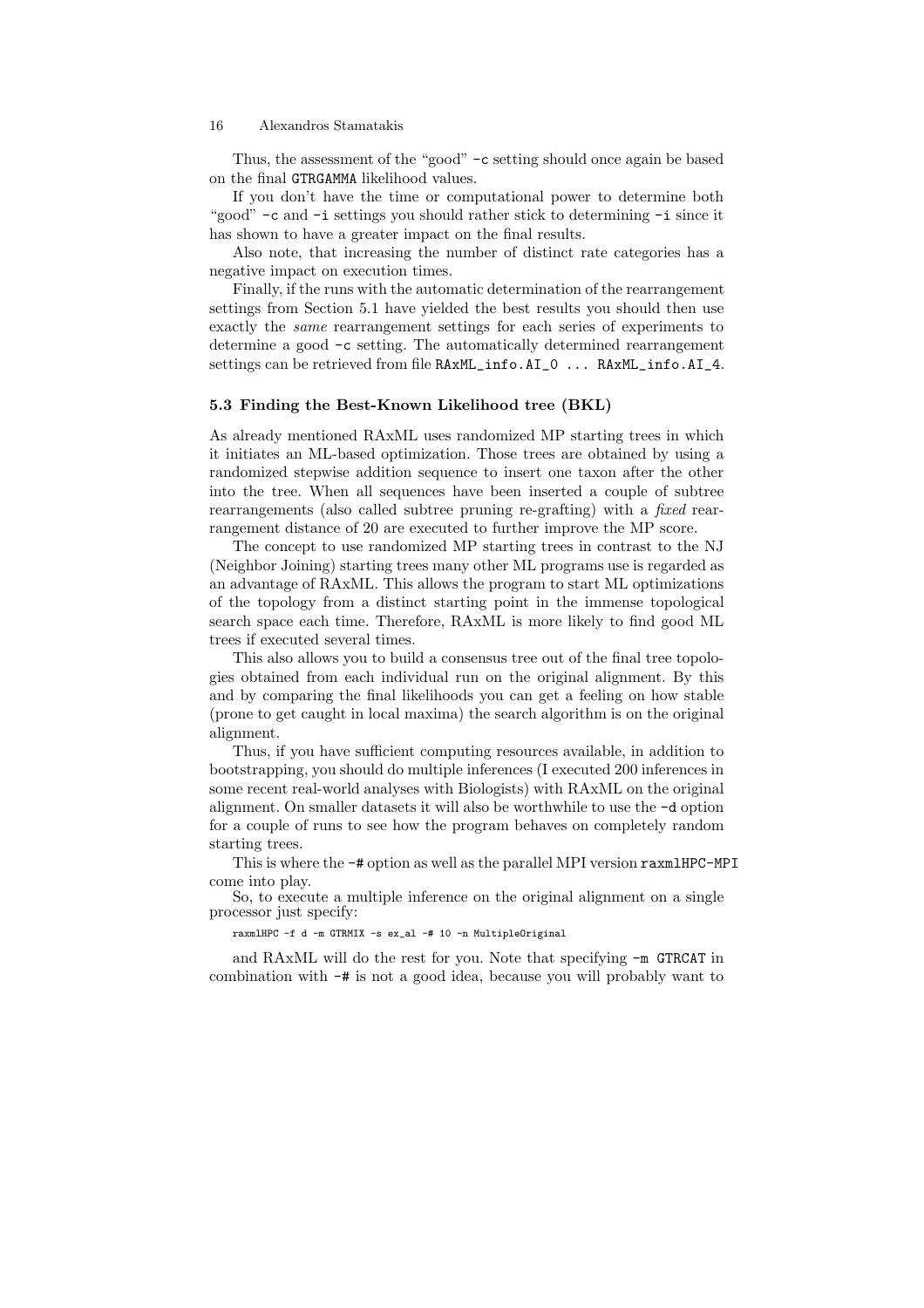Thus, the assessment of the "good" -c setting should once again be based on the final GTRGAMMA likelihood values.

If you don't have the time or computational power to determine both "good" -c and -i settings you should rather stick to determining -i since it has shown to have a greater impact on the final results.

Also note, that increasing the number of distinct rate categories has a negative impact on execution times.

Finally, if the runs with the automatic determination of the rearrangement settings from Section 5.1 have yielded the best results you should then use exactly the *same* rearrangement settings for each series of experiments to determine a good -c setting. The automatically determined rearrangement settings can be retrieved from file RAxML_info.AI_0 ... RAxML_info.AI_4.

### 5.3 Finding the Best-Known Likelihood tree (BKL)

As already mentioned RAxML uses randomized MP starting trees in which it initiates an ML-based optimization. Those trees are obtained by using a randomized stepwise addition sequence to insert one taxon after the other into the tree. When all sequences have been inserted a couple of subtree rearrangements (also called subtree pruning re-grafting) with a *fixed* rearrangement distance of 20 are executed to further improve the MP score.

The concept to use randomized MP starting trees in contrast to the NJ (Neighbor Joining) starting trees many other ML programs use is regarded as an advantage of RAxML. This allows the program to start ML optimizations of the topology from a distinct starting point in the immense topological search space each time. Therefore, RAxML is more likely to find good ML trees if executed several times.

This also allows you to build a consensus tree out of the final tree topologies obtained from each individual run on the original alignment. By this and by comparing the final likelihoods you can get a feeling on how stable (prone to get caught in local maxima) the search algorithm is on the original alignment.

Thus, if you have sufficient computing resources available, in addition to bootstrapping, you should do multiple inferences (I executed 200 inferences in some recent real-world analyses with Biologists) with RAxML on the original alignment. On smaller datasets it will also be worthwhile to use the -d option for a couple of runs to see how the program behaves on completely random starting trees.

This is where the -# option as well as the parallel MPI version raxmlHPC-MPI come into play.

So, to execute a multiple inference on the original alignment on a single processor just specify:

```
raxmlHPC -f d -m GTRMIX -s ex_al -# 10 -n MultipleOriginal
```

and RAxML will do the rest for you. Note that specifying -m GTRCAT in combination with -# is not a good idea, because you will probably want to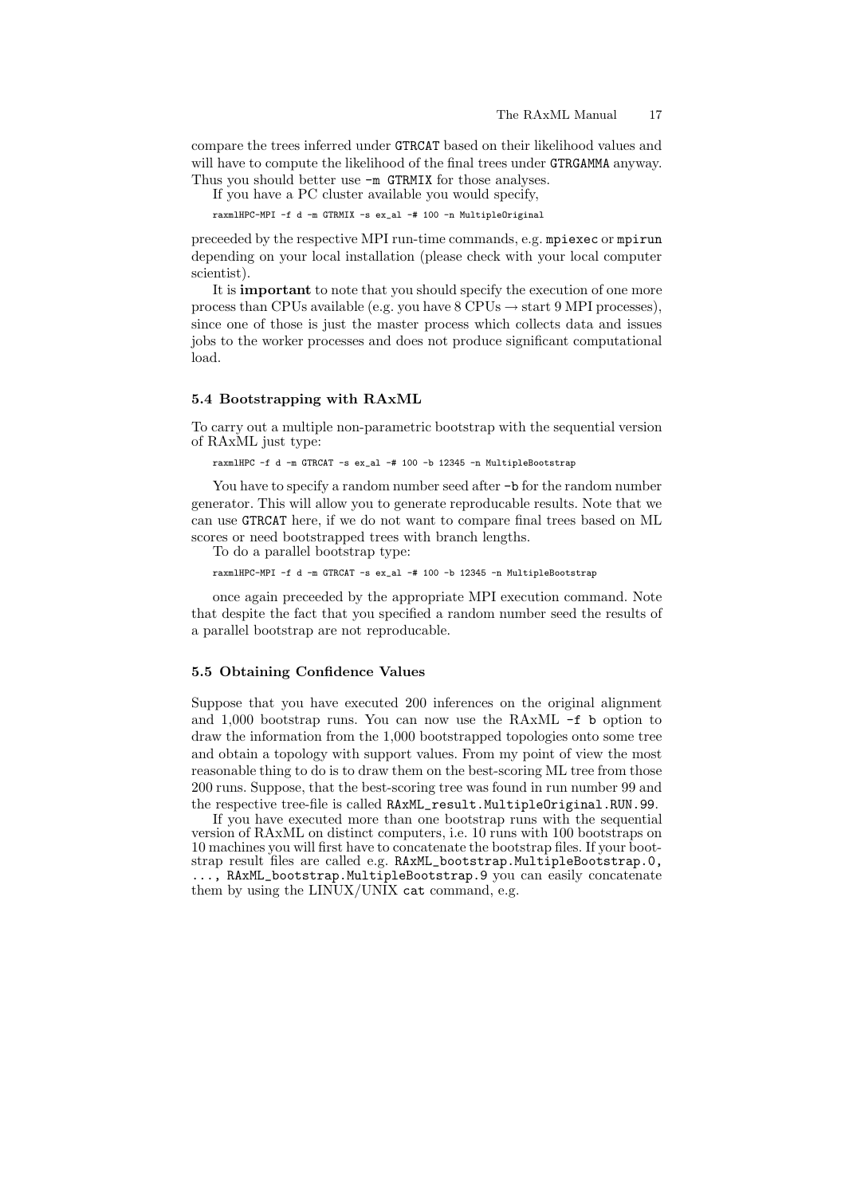compare the trees inferred under GTRCAT based on their likelihood values and will have to compute the likelihood of the final trees under GTRGAMMA anyway. Thus you should better use -m GTRMIX for those analyses.

If you have a PC cluster available you would specify,

```
raxmlHPC-MPI -f d -m GTRMIX -s ex_al -# 100 -n MultipleOriginal
```

preceeded by the respective MPI run-time commands, e.g. mpiexec or mpirun depending on your local installation (please check with your local computer scientist).

It is **important** to note that you should specify the execution of one more process than CPUs available (e.g. you have 8 CPUs → start 9 MPI processes), since one of those is just the master process which collects data and issues jobs to the worker processes and does not produce significant computational load.

### 5.4 Bootstrapping with RAxML

To carry out a multiple non-parametric bootstrap with the sequential version of RAxML just type:

```
raxmlHPC -f d -m GTRCAT -s ex_al -# 100 -b 12345 -n MultipleBootstrap
```

You have to specify a random number seed after -b for the random number generator. This will allow you to generate reproducable results. Note that we can use GTRCAT here, if we do not want to compare final trees based on ML scores or need bootstrapped trees with branch lengths.

To do a parallel bootstrap type:

```
raxmlHPC-MPI -f d -m GTRCAT -s ex_al -# 100 -b 12345 -n MultipleBootstrap
```

once again preceeded by the appropriate MPI execution command. Note that despite the fact that you specified a random number seed the results of a parallel bootstrap are not reproducable.

### 5.5 Obtaining Confidence Values

Suppose that you have executed 200 inferences on the original alignment and 1,000 bootstrap runs. You can now use the RAxML -f b option to draw the information from the 1,000 bootstrapped topologies onto some tree and obtain a topology with support values. From my point of view the most reasonable thing to do is to draw them on the best-scoring ML tree from those 200 runs. Suppose, that the best-scoring tree was found in run number 99 and the respective tree-file is called RAxML_result.MultipleOriginal.RUN.99.

If you have executed more than one bootstrap runs with the sequential version of RAxML on distinct computers, i.e. 10 runs with 100 bootstraps on 10 machines you will first have to concatenate the bootstrap files. If your bootstrap result files are called e.g. RAxML_bootstrap.MultipleBootstrap.0, ..., RAxML_bootstrap.MultipleBootstrap.9 you can easily concatenate them by using the LINUX/UNIX cat command, e.g.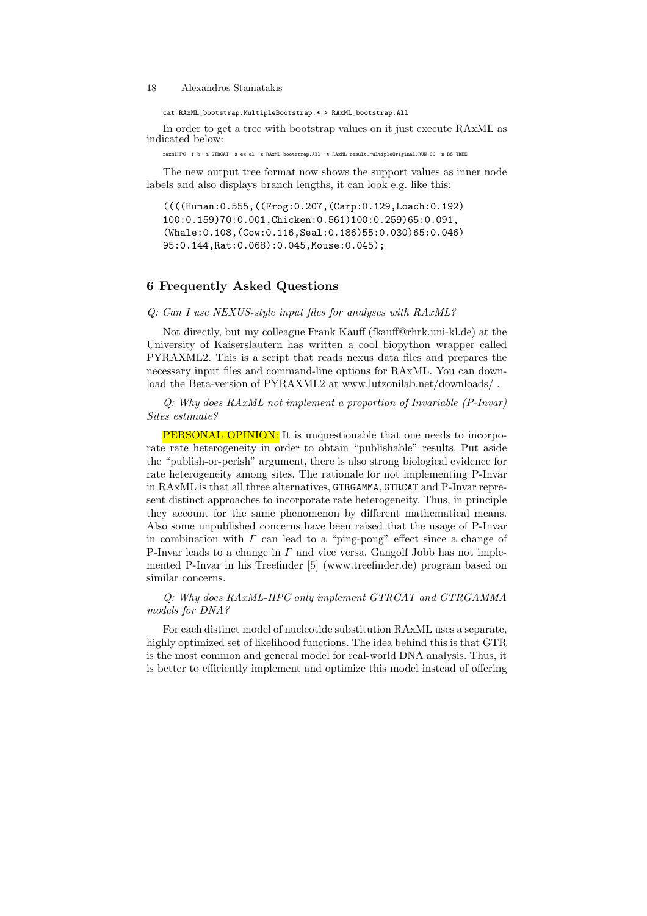```
cat RAxML_bootstrap.MultipleBootstrap.* > RAxML_bootstrap.All
```

In order to get a tree with bootstrap values on it just execute RAxML as indicated below:

```
raxmlHPC -f b -m GTRCAT -s ex_al -z RAxML_bootstrap.All -t RAxML_result.MultipleOriginal.RUN.99 -n BS_TREE
```

The new output tree format now shows the support values as inner node labels and also displays branch lengths, it can look e.g. like this:

```
((((Human:0.555,((Frog:0.207,(Carp:0.129,Loach:0.192)
100:0.159)70:0.001,Chicken:0.561)100:0.259)65:0.091,
(Whale:0.108,(Cow:0.116,Seal:0.186)55:0.030)65:0.046)
95:0.144,Rat:0.068):0.045,Mouse:0.045);
```

## 6 Frequently Asked Questions

*Q: Can I use NEXUS-style input files for analyses with RAxML?*

Not directly, but my colleague Frank Kauff (fkauff@rhrk.uni-kl.de) at the University of Kaiserslautern has written a cool biopython wrapper called PYRAXML2. This is a script that reads nexus data files and prepares the necessary input files and command-line options for RAxML. You can download the Beta-version of PYRAXML2 at www.lutzonilab.net/downloads/ .

*Q: Why does RAxML not implement a proportion of Invariable (P-Invar) Sites estimate?*

PERSONAL OPINION: It is unquestionable that one needs to incorporate rate heterogeneity in order to obtain "publishable" results. Put aside the "publish-or-perish" argument, there is also strong biological evidence for rate heterogeneity among sites. The rationale for not implementing P-Invar in RAxML is that all three alternatives, `GTRGAMMA`, `GTRCAT` and P-Invar represent distinct approaches to incorporate rate heterogeneity. Thus, in principle they account for the same phenomenon by different mathematical means. Also some unpublished concerns have been raised that the usage of P-Invar in combination with $\Gamma$ can lead to a "ping-pong" effect since a change of P-Invar leads to a change in $\Gamma$ and vice versa. Gangolf Jobb has not implemented P-Invar in his Treefinder [5] (www.treefinder.de) program based on similar concerns.

*Q: Why does RAxML-HPC only implement GTRCAT and GTRGAMMA models for DNA?*

For each distinct model of nucleotide substitution RAxML uses a separate, highly optimized set of likelihood functions. The idea behind this is that GTR is the most common and general model for real-world DNA analysis. Thus, it is better to efficiently implement and optimize this model instead of offering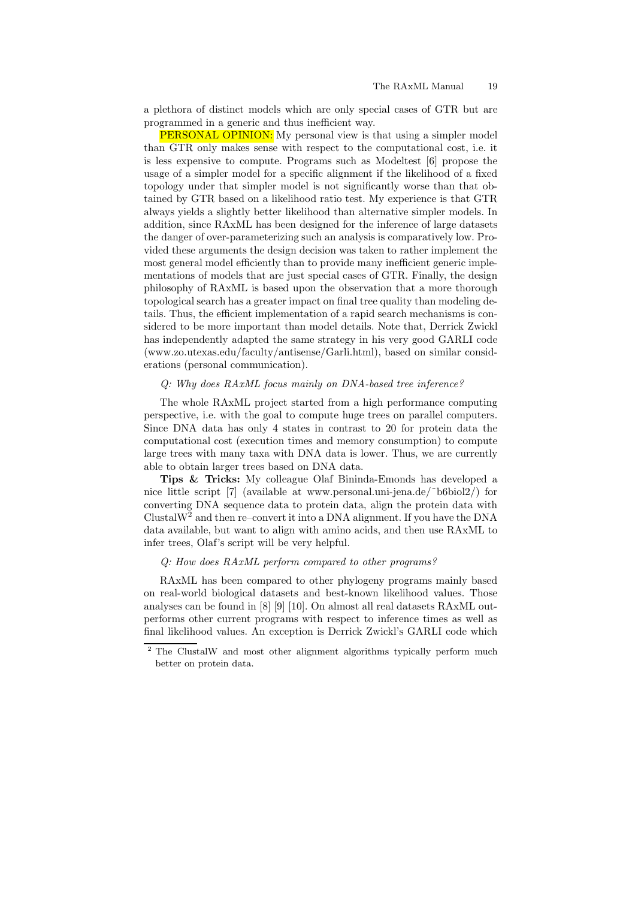a plethora of distinct models which are only special cases of GTR but are programmed in a generic and thus inefficient way.

PERSONAL OPINION: My personal view is that using a simpler model than GTR only makes sense with respect to the computational cost, i.e. it is less expensive to compute. Programs such as Modeltest [6] propose the usage of a simpler model for a specific alignment if the likelihood of a fixed topology under that simpler model is not significantly worse than that obtained by GTR based on a likelihood ratio test. My experience is that GTR always yields a slightly better likelihood than alternative simpler models. In addition, since RAxML has been designed for the inference of large datasets the danger of over-parameterizing such an analysis is comparatively low. Provided these arguments the design decision was taken to rather implement the most general model efficiently than to provide many inefficient generic implementations of models that are just special cases of GTR. Finally, the design philosophy of RAxML is based upon the observation that a more thorough topological search has a greater impact on final tree quality than modeling details. Thus, the efficient implementation of a rapid search mechanisms is considered to be more important than model details. Note that, Derrick Zwickl has independently adapted the same strategy in his very good GARLI code (www.zo.utexas.edu/faculty/antisense/Garli.html), based on similar considerations (personal communication).

*Q: Why does RAxML focus mainly on DNA-based tree inference?*

The whole RAxML project started from a high performance computing perspective, i.e. with the goal to compute huge trees on parallel computers. Since DNA data has only 4 states in contrast to 20 for protein data the computational cost (execution times and memory consumption) to compute large trees with many taxa with DNA data is lower. Thus, we are currently able to obtain larger trees based on DNA data.

**Tips & Tricks:** My colleague Olaf Bininda-Emonds has developed a nice little script [7] (available at www.personal.uni-jena.de/~b6biol2/) for converting DNA sequence data to protein data, align the protein data with ClustalW[2] and then re–convert it into a DNA alignment. If you have the DNA data available, but want to align with amino acids, and then use RAxML to infer trees, Olaf's script will be very helpful.

*Q: How does RAxML perform compared to other programs?*

RAxML has been compared to other phylogeny programs mainly based on real-world biological datasets and best-known likelihood values. Those analyses can be found in [8] [9] [10]. On almost all real datasets RAxML outperforms other current programs with respect to inference times as well as final likelihood values. An exception is Derrick Zwickl's GARLI code which

[2] The ClustalW and most other alignment algorithms typically perform much better on protein data.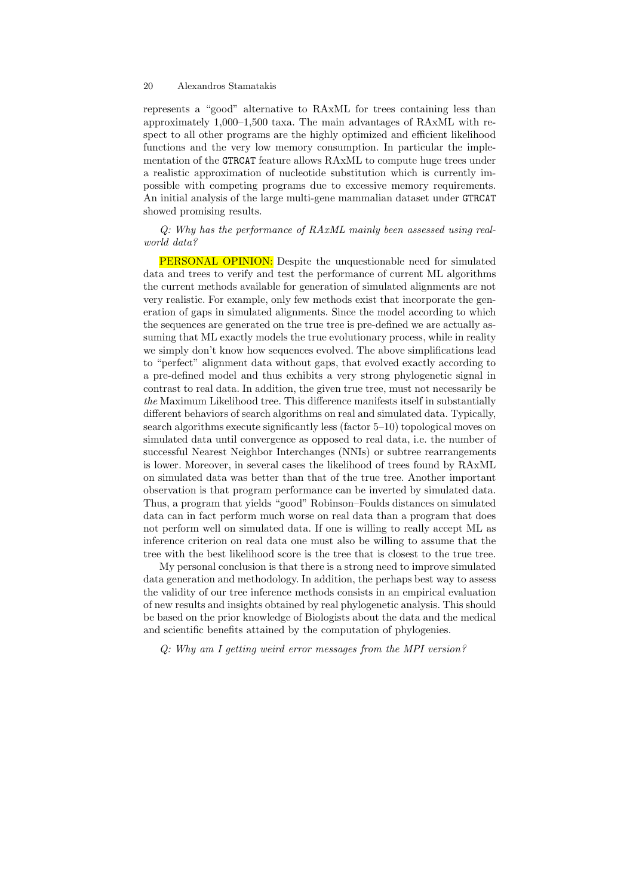represents a "good" alternative to RAxML for trees containing less than approximately 1,000–1,500 taxa. The main advantages of RAxML with respect to all other programs are the highly optimized and efficient likelihood functions and the very low memory consumption. In particular the implementation of the `GTRCAT` feature allows RAxML to compute huge trees under a realistic approximation of nucleotide substitution which is currently impossible with competing programs due to excessive memory requirements. An initial analysis of the large multi-gene mammalian dataset under `GTRCAT` showed promising results.

*Q: Why has the performance of RAxML mainly been assessed using real-world data?*

PERSONAL OPINION: Despite the unquestionable need for simulated data and trees to verify and test the performance of current ML algorithms the current methods available for generation of simulated alignments are not very realistic. For example, only few methods exist that incorporate the generation of gaps in simulated alignments. Since the model according to which the sequences are generated on the true tree is pre-defined we are actually assuming that ML exactly models the true evolutionary process, while in reality we simply don't know how sequences evolved. The above simplifications lead to "perfect" alignment data without gaps, that evolved exactly according to a pre-defined model and thus exhibits a very strong phylogenetic signal in contrast to real data. In addition, the given true tree, must not necessarily be *the* Maximum Likelihood tree. This difference manifests itself in substantially different behaviors of search algorithms on real and simulated data. Typically, search algorithms execute significantly less (factor 5–10) topological moves on simulated data until convergence as opposed to real data, i.e. the number of successful Nearest Neighbor Interchanges (NNIs) or subtree rearrangements is lower. Moreover, in several cases the likelihood of trees found by RAxML on simulated data was better than that of the true tree. Another important observation is that program performance can be inverted by simulated data. Thus, a program that yields "good" Robinson–Foulds distances on simulated data can in fact perform much worse on real data than a program that does not perform well on simulated data. If one is willing to really accept ML as inference criterion on real data one must also be willing to assume that the tree with the best likelihood score is the tree that is closest to the true tree.

My personal conclusion is that there is a strong need to improve simulated data generation and methodology. In addition, the perhaps best way to assess the validity of our tree inference methods consists in an empirical evaluation of new results and insights obtained by real phylogenetic analysis. This should be based on the prior knowledge of Biologists about the data and the medical and scientific benefits attained by the computation of phylogenies.

*Q: Why am I getting weird error messages from the MPI version?*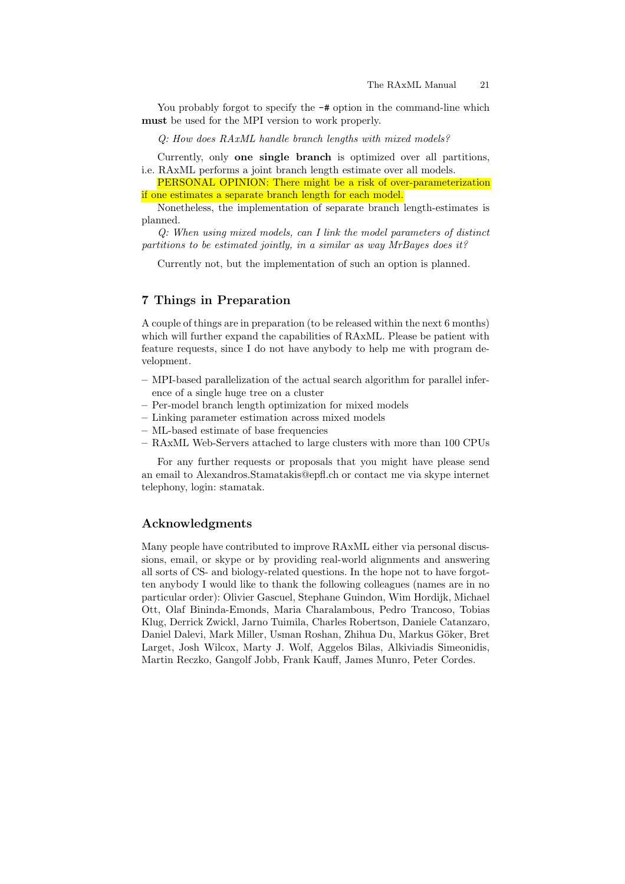You probably forgot to specify the `-#` option in the command-line which **must** be used for the MPI version to work properly.

*Q: How does RAxML handle branch lengths with mixed models?*

Currently, only **one single branch** is optimized over all partitions, i.e. RAxML performs a joint branch length estimate over all models.

PERSONAL OPINION: There might be a risk of over-parameterization if one estimates a separate branch length for each model.

Nonetheless, the implementation of separate branch length-estimates is planned.

*Q: When using mixed models, can I link the model parameters of distinct partitions to be estimated jointly, in a similar as way MrBayes does it?*

Currently not, but the implementation of such an option is planned.

## 7 Things in Preparation

A couple of things are in preparation (to be released within the next 6 months) which will further expand the capabilities of RAxML. Please be patient with feature requests, since I do not have anybody to help me with program development.

- MPI-based parallelization of the actual search algorithm for parallel inference of a single huge tree on a cluster
- Per-model branch length optimization for mixed models
- Linking parameter estimation across mixed models
- ML-based estimate of base frequencies
- RAxML Web-Servers attached to large clusters with more than 100 CPUs

For any further requests or proposals that you might have please send an email to Alexandros.Stamatakis@epfl.ch or contact me via skype internet telephony, login: stamatak.

## Acknowledgments

Many people have contributed to improve RAxML either via personal discussions, email, or skype or by providing real-world alignments and answering all sorts of CS- and biology-related questions. In the hope not to have forgotten anybody I would like to thank the following colleagues (names are in no particular order): Olivier Gascuel, Stephane Guindon, Wim Hordijk, Michael Ott, Olaf Bininda-Emonds, Maria Charalambous, Pedro Trancoso, Tobias Klug, Derrick Zwickl, Jarno Tuimila, Charles Robertson, Daniele Catanzaro, Daniel Dalevi, Mark Miller, Usman Roshan, Zhihua Du, Markus Göker, Bret Larget, Josh Wilcox, Marty J. Wolf, Aggelos Bilas, Alkiviadis Simeonidis, Martin Reczko, Gangolf Jobb, Frank Kauff, James Munro, Peter Cordes.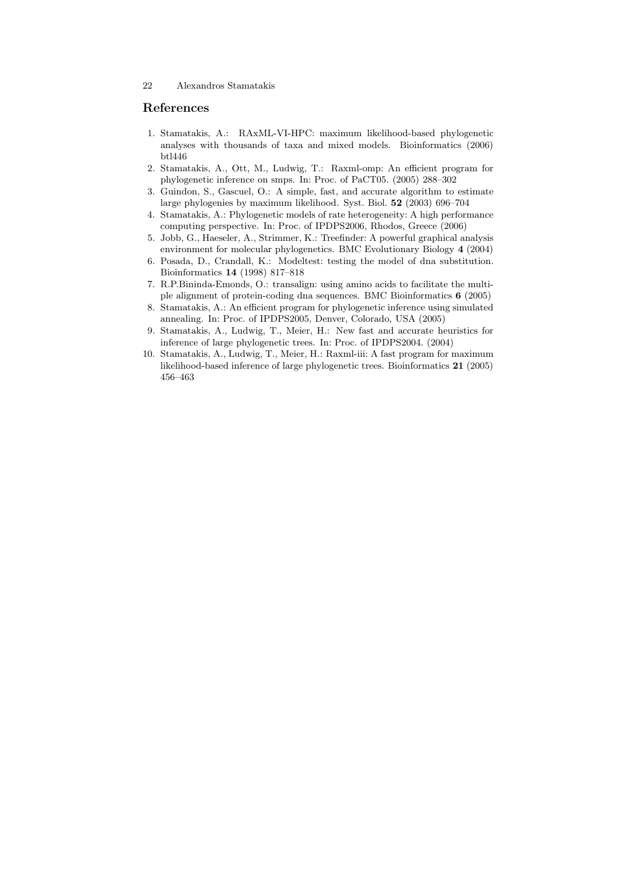## References

1. Stamatakis, A.: RAxML-VI-HPC: maximum likelihood-based phylogenetic analyses with thousands of taxa and mixed models. Bioinformatics (2006) btl446
2. Stamatakis, A., Ott, M., Ludwig, T.: Raxml-omp: An efficient program for phylogenetic inference on smps. In: Proc. of PaCT05. (2005) 288–302
3. Guindon, S., Gascuel, O.: A simple, fast, and accurate algorithm to estimate large phylogenies by maximum likelihood. Syst. Biol. **52** (2003) 696–704
4. Stamatakis, A.: Phylogenetic models of rate heterogeneity: A high performance computing perspective. In: Proc. of IPDPS2006, Rhodos, Greece (2006)
5. Jobb, G., Haeseler, A., Strimmer, K.: Treefinder: A powerful graphical analysis environment for molecular phylogenetics. BMC Evolutionary Biology **4** (2004)
6. Posada, D., Crandall, K.: Modeltest: testing the model of dna substitution. Bioinformatics **14** (1998) 817–818
7. R.P.Bininda-Emonds, O.: transalign: using amino acids to facilitate the multiple alignment of protein-coding dna sequences. BMC Bioinformatics **6** (2005)
8. Stamatakis, A.: An efficient program for phylogenetic inference using simulated annealing. In: Proc. of IPDPS2005, Denver, Colorado, USA (2005)
9. Stamatakis, A., Ludwig, T., Meier, H.: New fast and accurate heuristics for inference of large phylogenetic trees. In: Proc. of IPDPS2004. (2004)
10. Stamatakis, A., Ludwig, T., Meier, H.: Raxml-iii: A fast program for maximum likelihood-based inference of large phylogenetic trees. Bioinformatics **21** (2005) 456–463